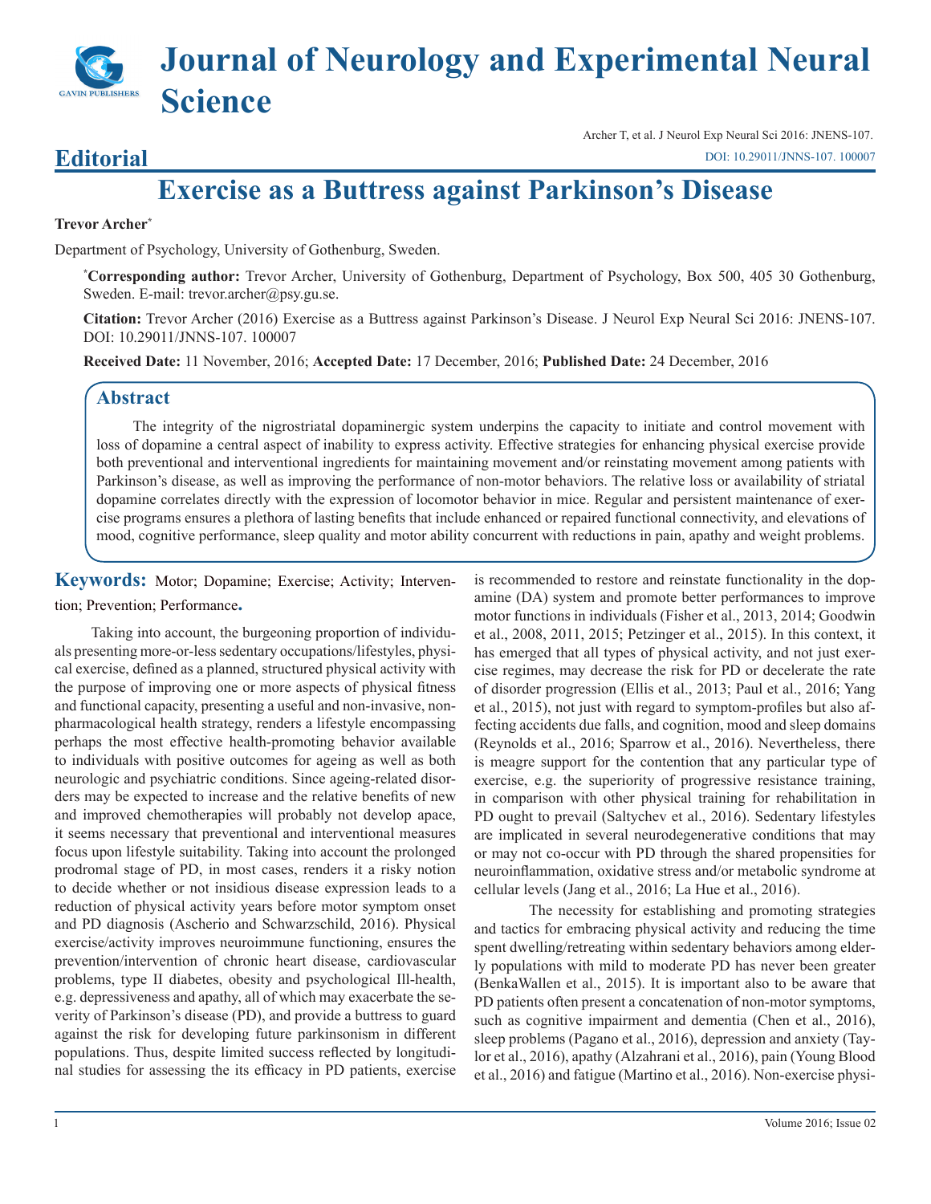# Journal of Neurology and Experimental Neural Science

Archer T, et al. J Neurol Exp Neural Sci 2016: JNENS-107.

DOI: 10.29011/JNNS-107. 100007

## Editorial

# Exercise as a Buttress against Parkinson's Disease

**Trevor Archer***

Department of Psychology, University of Gothenburg, Sweden.

***Corresponding author:** Trevor Archer, University of Gothenburg, Department of Psychology, Box 500, 405 30 Gothenburg, Sweden. E-mail: trevor.archer@psy.gu.se.

**Citation:** Trevor Archer (2016) Exercise as a Buttress against Parkinson's Disease. J Neurol Exp Neural Sci 2016: JNENS-107. DOI: 10.29011/JNNS-107. 100007

**Received Date:** 11 November, 2016; **Accepted Date:** 17 December, 2016; **Published Date:** 24 December, 2016

## Abstract

The integrity of the nigrostriatal dopaminergic system underpins the capacity to initiate and control movement with loss of dopamine a central aspect of inability to express activity. Effective strategies for enhancing physical exercise provide both preventional and interventional ingredients for maintaining movement and/or reinstating movement among patients with Parkinson's disease, as well as improving the performance of non-motor behaviors. The relative loss or availability of striatal dopamine correlates directly with the expression of locomotor behavior in mice. Regular and persistent maintenance of exercise programs ensures a plethora of lasting benefits that include enhanced or repaired functional connectivity, and elevations of mood, cognitive performance, sleep quality and motor ability concurrent with reductions in pain, apathy and weight problems.

**Keywords:** Motor; Dopamine; Exercise; Activity; Intervention; Prevention; Performance.

Taking into account, the burgeoning proportion of individuals presenting more-or-less sedentary occupations/lifestyles, physical exercise, defined as a planned, structured physical activity with the purpose of improving one or more aspects of physical fitness and functional capacity, presenting a useful and non-invasive, non-pharmacological health strategy, renders a lifestyle encompassing perhaps the most effective health-promoting behavior available to individuals with positive outcomes for ageing as well as both neurologic and psychiatric conditions. Since ageing-related disorders may be expected to increase and the relative benefits of new and improved chemotherapies will probably not develop apace, it seems necessary that preventional and interventional measures focus upon lifestyle suitability. Taking into account the prolonged prodromal stage of PD, in most cases, renders it a risky notion to decide whether or not insidious disease expression leads to a reduction of physical activity years before motor symptom onset and PD diagnosis (Ascherio and Schwarzschild, 2016). Physical exercise/activity improves neuroimmune functioning, ensures the prevention/intervention of chronic heart disease, cardiovascular problems, type II diabetes, obesity and psychological Ill-health, e.g. depressiveness and apathy, all of which may exacerbate the severity of Parkinson's disease (PD), and provide a buttress to guard against the risk for developing future parkinsonism in different populations. Thus, despite limited success reflected by longitudinal studies for assessing the its efficacy in PD patients, exercise is recommended to restore and reinstate functionality in the dopamine (DA) system and promote better performances to improve motor functions in individuals (Fisher et al., 2013, 2014; Goodwin et al., 2008, 2011, 2015; Petzinger et al., 2015). In this context, it has emerged that all types of physical activity, and not just exercise regimes, may decrease the risk for PD or decelerate the rate of disorder progression (Ellis et al., 2013; Paul et al., 2016; Yang et al., 2015), not just with regard to symptom-profiles but also affecting accidents due falls, and cognition, mood and sleep domains (Reynolds et al., 2016; Sparrow et al., 2016). Nevertheless, there is meagre support for the contention that any particular type of exercise, e.g. the superiority of progressive resistance training, in comparison with other physical training for rehabilitation in PD ought to prevail (Saltychev et al., 2016). Sedentary lifestyles are implicated in several neurodegenerative conditions that may or may not co-occur with PD through the shared propensities for neuroinflammation, oxidative stress and/or metabolic syndrome at cellular levels (Jang et al., 2016; La Hue et al., 2016).

The necessity for establishing and promoting strategies and tactics for embracing physical activity and reducing the time spent dwelling/retreating within sedentary behaviors among elderly populations with mild to moderate PD has never been greater (BenkaWallen et al., 2015). It is important also to be aware that PD patients often present a concatenation of non-motor symptoms, such as cognitive impairment and dementia (Chen et al., 2016), sleep problems (Pagano et al., 2016), depression and anxiety (Taylor et al., 2016), apathy (Alzahrani et al., 2016), pain (Young Blood et al., 2016) and fatigue (Martino et al., 2016). Non-exercise physi-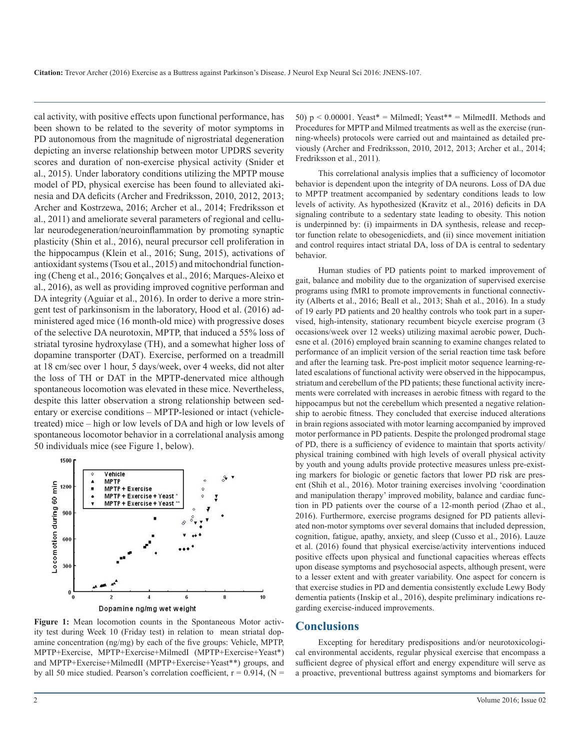cal activity, with positive effects upon functional performance, has been shown to be related to the severity of motor symptoms in PD autonomous from the magnitude of nigrostriatal degeneration depicting an inverse relationship between motor UPDRS severity scores and duration of non-exercise physical activity (Snider et al., 2015). Under laboratory conditions utilizing the MPTP mouse model of PD, physical exercise has been found to alleviated akinesia and DA deficits (Archer and Fredriksson, 2010, 2012, 2013; Archer and Kostrzewa, 2016; Archer et al., 2014; Fredriksson et al., 2011) and ameliorate several parameters of regional and cellular neurodegeneration/neuroinflammation by promoting synaptic plasticity (Shin et al., 2016), neural precursor cell proliferation in the hippocampus (Klein et al., 2016; Sung, 2015), activations of antioxidant systems (Tsou et al., 2015) and mitochondrial functioning (Cheng et al., 2016; Gonçalves et al., 2016; Marques-Aleixo et al., 2016), as well as providing improved cognitive performan and DA integrity (Aguiar et al., 2016). In order to derive a more stringent test of parkinsonism in the laboratory, Hood et al. (2016) administered aged mice (16 month-old mice) with progressive doses of the selective DA neurotoxin, MPTP, that induced a 55% loss of striatal tyrosine hydroxylase (TH), and a somewhat higher loss of dopamine transporter (DAT). Exercise, performed on a treadmill at 18 cm/sec over 1 hour, 5 days/week, over 4 weeks, did not alter the loss of TH or DAT in the MPTP-denervated mice although spontaneous locomotion was elevated in these mice. Nevertheless, despite this latter observation a strong relationship between sedentary or exercise conditions – MPTP-lesioned or intact (vehicle-treated) mice – high or low levels of DA and high or low levels of spontaneous locomotor behavior in a correlational analysis among 50 individuals mice (see Figure 1, below).

**Figure 1:** Mean locomotion counts in the Spontaneous Motor activity test during Week 10 (Friday test) in relation to mean striatal dopamine concentration (ng/mg) by each of the five groups: Vehicle, MPTP, MPTP+Exercise, MPTP+Exercise+MilmedI (MPTP+Exercise+Yeast*) and MPTP+Exercise+MilmedII (MPTP+Exercise+Yeast**) groups, and by all 50 mice studied. Pearson's correlation coefficient, $r = 0.914$, ($N = 50$) $p < 0.00001$. Yeast* = MilmedI; Yeast** = MilmedII. Methods and Procedures for MPTP and Milmed treatments as well as the exercise (running-wheels) protocols were carried out and maintained as detailed previously (Archer and Fredriksson, 2010, 2012, 2013; Archer et al., 2014; Fredriksson et al., 2011).

This correlational analysis implies that a sufficiency of locomotor behavior is dependent upon the integrity of DA neurons. Loss of DA due to MPTP treatment accompanied by sedentary conditions leads to low levels of activity. As hypothesized (Kravitz et al., 2016) deficits in DA signaling contribute to a sedentary state leading to obesity. This notion is underpinned by: (i) impairments in DA synthesis, release and receptor function relate to obesogenicdiets, and (ii) since movement initiation and control requires intact striatal DA, loss of DA is central to sedentary behavior.

Human studies of PD patients point to marked improvement of gait, balance and mobility due to the organization of supervised exercise programs using fMRI to promote improvements in functional connectivity (Alberts et al., 2016; Beall et al., 2013; Shah et al., 2016). In a study of 19 early PD patients and 20 healthy controls who took part in a supervised, high-intensity, stationary recumbent bicycle exercise program (3 occasions/week over 12 weeks) utilizing maximal aerobic power, Duchesne et al. (2016) employed brain scanning to examine changes related to performance of an implicit version of the serial reaction time task before and after the learning task. Pre-post implicit motor sequence learning-related escalations of functional activity were observed in the hippocampus, striatum and cerebellum of the PD patients; these functional activity increments were correlated with increases in aerobic fitness with regard to the hippocampus but not the cerebellum which presented a negative relationship to aerobic fitness. They concluded that exercise induced alterations in brain regions associated with motor learning accompanied by improved motor performance in PD patients. Despite the prolonged prodromal stage of PD, there is a sufficiency of evidence to maintain that sports activity/physical training combined with high levels of overall physical activity by youth and young adults provide protective measures unless pre-existing markers for biologic or genetic factors that lower PD risk are present (Shih et al., 2016). Motor training exercises involving 'coordination and manipulation therapy' improved mobility, balance and cardiac function in PD patients over the course of a 12-month period (Zhao et al., 2016). Furthermore, exercise programs designed for PD patients alleviated non-motor symptoms over several domains that included depression, cognition, fatigue, apathy, anxiety, and sleep (Cusso et al., 2016). Lauze et al. (2016) found that physical exercise/activity interventions induced positive effects upon physical and functional capacities whereas effects upon disease symptoms and psychosocial aspects, although present, were to a lesser extent and with greater variability. One aspect for concern is that exercise studies in PD and dementia consistently exclude Lewy Body dementia patients (Inskip et al., 2016), despite preliminary indications regarding exercise-induced improvements.

## Conclusions

Excepting for hereditary predispositions and/or neurotoxicological environmental accidents, regular physical exercise that encompass a sufficient degree of physical effort and energy expenditure will serve as a proactive, preventional buttress against symptoms and biomarkers for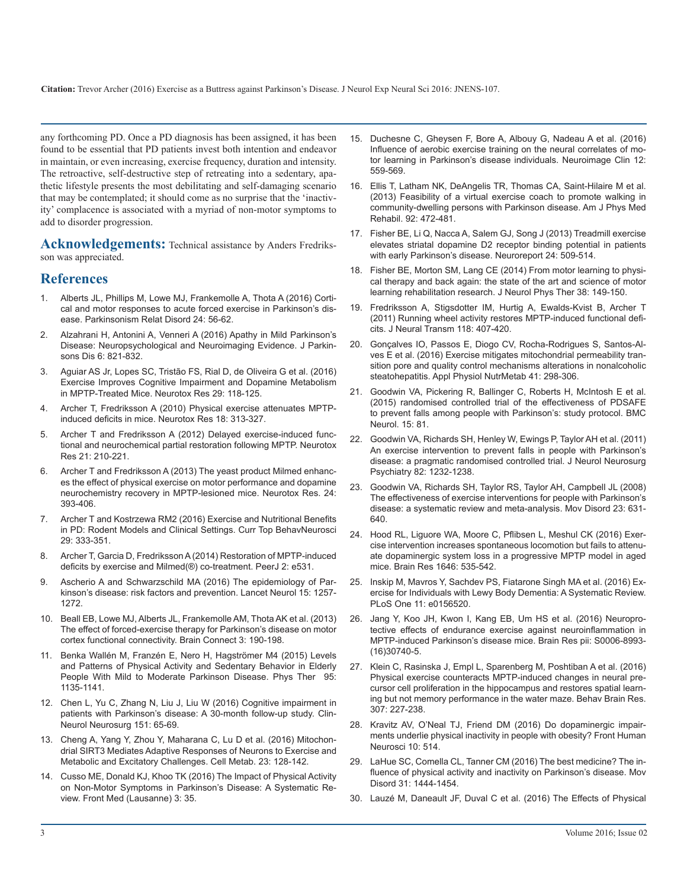any forthcoming PD. Once a PD diagnosis has been assigned, it has been found to be essential that PD patients invest both intention and endeavor in maintain, or even increasing, exercise frequency, duration and intensity. The retroactive, self-destructive step of retreating into a sedentary, apathetic lifestyle presents the most debilitating and self-damaging scenario that may be contemplated; it should come as no surprise that the 'inactivity' complacence is associated with a myriad of non-motor symptoms to add to disorder progression.

**Acknowledgements:** Technical assistance by Anders Fredriksson was appreciated.

## References

1. Alberts JL, Phillips M, Lowe MJ, Frankemolle A, Thota A (2016) Cortical and motor responses to acute forced exercise in Parkinson's disease. Parkinsonism Relat Disord 24: 56-62.
2. Alzahrani H, Antonini A, Venneri A (2016) Apathy in Mild Parkinson's Disease: Neuropsychological and Neuroimaging Evidence. J Parkinsons Dis 6: 821-832.
3. Aguiar AS Jr, Lopes SC, Tristão FS, Rial D, de Oliveira G et al. (2016) Exercise Improves Cognitive Impairment and Dopamine Metabolism in MPTP-Treated Mice. Neurotox Res 29: 118-125.
4. Archer T, Fredriksson A (2010) Physical exercise attenuates MPTP-induced deficits in mice. Neurotox Res 18: 313-327.
5. Archer T and Fredriksson A (2012) Delayed exercise-induced functional and neurochemical partial restoration following MPTP. Neurotox Res 21: 210-221.
6. Archer T and Fredriksson A (2013) The yeast product Milmed enhances the effect of physical exercise on motor performance and dopamine neurochemistry recovery in MPTP-lesioned mice. Neurotox Res. 24: 393-406.
7. Archer T and Kostrzewa RM2 (2016) Exercise and Nutritional Benefits in PD: Rodent Models and Clinical Settings. Curr Top BehavNeurosci 29: 333-351.
8. Archer T, Garcia D, Fredriksson A (2014) Restoration of MPTP-induced deficits by exercise and Milmed(®) co-treatment. PeerJ 2: e531.
9. Ascherio A and Schwarzschild MA (2016) The epidemiology of Parkinson's disease: risk factors and prevention. Lancet Neurol 15: 1257-1272.
10. Beall EB, Lowe MJ, Alberts JL, Frankemolle AM, Thota AK et al. (2013) The effect of forced-exercise therapy for Parkinson's disease on motor cortex functional connectivity. Brain Connect 3: 190-198.
11. Benka Wallén M, Franzén E, Nero H, Hagströmer M4 (2015) Levels and Patterns of Physical Activity and Sedentary Behavior in Elderly People With Mild to Moderate Parkinson Disease. Phys Ther 95: 1135-1141.
12. Chen L, Yu C, Zhang N, Liu J, Liu W (2016) Cognitive impairment in patients with Parkinson's disease: A 30-month follow-up study. Clin-Neurol Neurosurg 151: 65-69.
13. Cheng A, Yang Y, Zhou Y, Maharana C, Lu D et al. (2016) Mitochondrial SIRT3 Mediates Adaptive Responses of Neurons to Exercise and Metabolic and Excitatory Challenges. Cell Metab. 23: 128-142.
14. Cusso ME, Donald KJ, Khoo TK (2016) The Impact of Physical Activity on Non-Motor Symptoms in Parkinson's Disease: A Systematic Review. Front Med (Lausanne) 3: 35.
15. Duchesne C, Gheysen F, Bore A, Albouy G, Nadeau A et al. (2016) Influence of aerobic exercise training on the neural correlates of motor learning in Parkinson's disease individuals. Neuroimage Clin 12: 559-569.
16. Ellis T, Latham NK, DeAngelis TR, Thomas CA, Saint-Hilaire M et al. (2013) Feasibility of a virtual exercise coach to promote walking in community-dwelling persons with Parkinson disease. Am J Phys Med Rehabil. 92: 472-481.
17. Fisher BE, Li Q, Nacca A, Salem GJ, Song J (2013) Treadmill exercise elevates striatal dopamine D2 receptor binding potential in patients with early Parkinson's disease. Neuroreport 24: 509-514.
18. Fisher BE, Morton SM, Lang CE (2014) From motor learning to physical therapy and back again: the state of the art and science of motor learning rehabilitation research. J Neurol Phys Ther 38: 149-150.
19. Fredriksson A, Stigsdotter IM, Hurtig A, Ewalds-Kvist B, Archer T (2011) Running wheel activity restores MPTP-induced functional deficits. J Neural Transm 118: 407-420.
20. Gonçalves IO, Passos E, Diogo CV, Rocha-Rodrigues S, Santos-Alves E et al. (2016) Exercise mitigates mitochondrial permeability transition pore and quality control mechanisms alterations in nonalcoholic steatohepatitis. Appl Physiol NutrMetab 41: 298-306.
21. Goodwin VA, Pickering R, Ballinger C, Roberts H, McIntosh E et al. (2015) randomised controlled trial of the effectiveness of PDSAFE to prevent falls among people with Parkinson's: study protocol. BMC Neurol. 15: 81.
22. Goodwin VA, Richards SH, Henley W, Ewings P, Taylor AH et al. (2011) An exercise intervention to prevent falls in people with Parkinson's disease: a pragmatic randomised controlled trial. J Neurol Neurosurg Psychiatry 82: 1232-1238.
23. Goodwin VA, Richards SH, Taylor RS, Taylor AH, Campbell JL (2008) The effectiveness of exercise interventions for people with Parkinson's disease: a systematic review and meta-analysis. Mov Disord 23: 631-640.
24. Hood RL, Liguore WA, Moore C, Pflibsen L, Meshul CK (2016) Exercise intervention increases spontaneous locomotion but fails to attenuate dopaminergic system loss in a progressive MPTP model in aged mice. Brain Res 1646: 535-542.
25. Inskip M, Mavros Y, Sachdev PS, Fiatarone Singh MA et al. (2016) Exercise for Individuals with Lewy Body Dementia: A Systematic Review. PLoS One 11: e0156520.
26. Jang Y, Koo JH, Kwon I, Kang EB, Um HS et al. (2016) Neuroprotective effects of endurance exercise against neuroinflammation in MPTP-induced Parkinson's disease mice. Brain Res pii: S0006-8993-(16)30740-5.
27. Klein C, Rasinska J, Empl L, Sparenberg M, Poshtiban A et al. (2016) Physical exercise counteracts MPTP-induced changes in neural precursor cell proliferation in the hippocampus and restores spatial learning but not memory performance in the water maze. Behav Brain Res. 307: 227-238.
28. Kravitz AV, O'Neal TJ, Friend DM (2016) Do dopaminergic impairments underlie physical inactivity in people with obesity? Front Human Neurosci 10: 514.
29. LaHue SC, Comella CL, Tanner CM (2016) The best medicine? The influence of physical activity and inactivity on Parkinson's disease. Mov Disord 31: 1444-1454.
30. Lauzé M, Daneault JF, Duval C et al. (2016) The Effects of Physical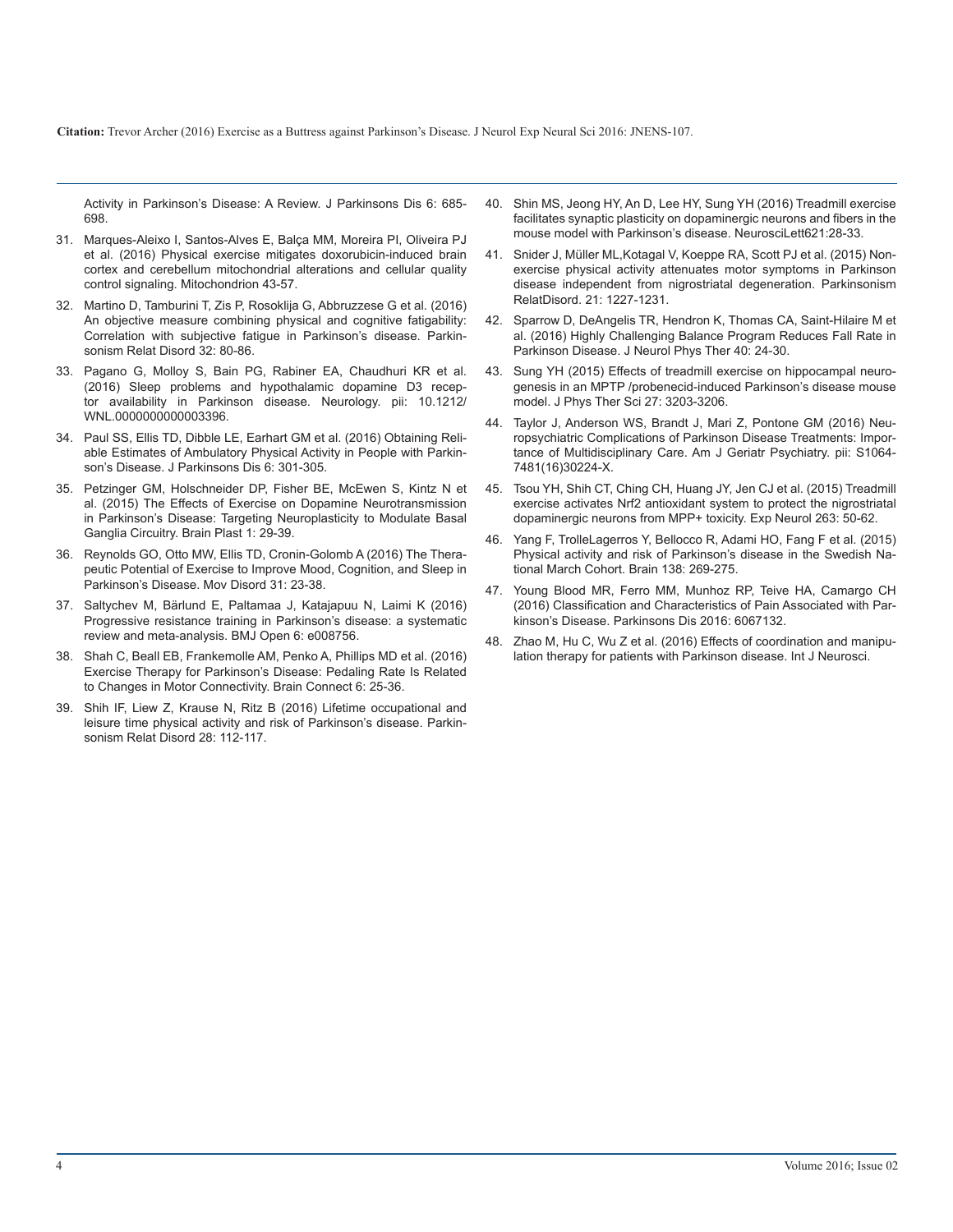Activity in Parkinson's Disease: A Review. J Parkinsons Dis 6: 685-698.

31. Marques-Aleixo I, Santos-Alves E, Balça MM, Moreira PI, Oliveira PJ et al. (2016) Physical exercise mitigates doxorubicin-induced brain cortex and cerebellum mitochondrial alterations and cellular quality control signaling. Mitochondrion 43-57.

32. Martino D, Tamburini T, Zis P, Rosoklija G, Abbruzzese G et al. (2016) An objective measure combining physical and cognitive fatigability: Correlation with subjective fatigue in Parkinson's disease. Parkinsonism Relat Disord 32: 80-86.

33. Pagano G, Molloy S, Bain PG, Rabiner EA, Chaudhuri KR et al. (2016) Sleep problems and hypothalamic dopamine D3 receptor availability in Parkinson disease. Neurology. pii: 10.1212/WNL.0000000000003396.

34. Paul SS, Ellis TD, Dibble LE, Earhart GM et al. (2016) Obtaining Reliable Estimates of Ambulatory Physical Activity in People with Parkinson's Disease. J Parkinsons Dis 6: 301-305.

35. Petzinger GM, Holschneider DP, Fisher BE, McEwen S, Kintz N et al. (2015) The Effects of Exercise on Dopamine Neurotransmission in Parkinson's Disease: Targeting Neuroplasticity to Modulate Basal Ganglia Circuitry. Brain Plast 1: 29-39.

36. Reynolds GO, Otto MW, Ellis TD, Cronin-Golomb A (2016) The Therapeutic Potential of Exercise to Improve Mood, Cognition, and Sleep in Parkinson's Disease. Mov Disord 31: 23-38.

37. Saltychev M, Bärlund E, Paltamaa J, Katajapuu N, Laimi K (2016) Progressive resistance training in Parkinson's disease: a systematic review and meta-analysis. BMJ Open 6: e008756.

38. Shah C, Beall EB, Frankemolle AM, Penko A, Phillips MD et al. (2016) Exercise Therapy for Parkinson's Disease: Pedaling Rate Is Related to Changes in Motor Connectivity. Brain Connect 6: 25-36.

39. Shih IF, Liew Z, Krause N, Ritz B (2016) Lifetime occupational and leisure time physical activity and risk of Parkinson's disease. Parkinsonism Relat Disord 28: 112-117.

40. Shin MS, Jeong HY, An D, Lee HY, Sung YH (2016) Treadmill exercise facilitates synaptic plasticity on dopaminergic neurons and fibers in the mouse model with Parkinson's disease. NeurosciLett621:28-33.

41. Snider J, Müller ML,Kotagal V, Koeppe RA, Scott PJ et al. (2015) Non-exercise physical activity attenuates motor symptoms in Parkinson disease independent from nigrostriatal degeneration. Parkinsonism RelatDisord. 21: 1227-1231.

42. Sparrow D, DeAngelis TR, Hendron K, Thomas CA, Saint-Hilaire M et al. (2016) Highly Challenging Balance Program Reduces Fall Rate in Parkinson Disease. J Neurol Phys Ther 40: 24-30.

43. Sung YH (2015) Effects of treadmill exercise on hippocampal neurogenesis in an MPTP /probenecid-induced Parkinson's disease mouse model. J Phys Ther Sci 27: 3203-3206.

44. Taylor J, Anderson WS, Brandt J, Mari Z, Pontone GM (2016) Neuropsychiatric Complications of Parkinson Disease Treatments: Importance of Multidisciplinary Care. Am J Geriatr Psychiatry. pii: S1064-7481(16)30224-X.

45. Tsou YH, Shih CT, Ching CH, Huang JY, Jen CJ et al. (2015) Treadmill exercise activates Nrf2 antioxidant system to protect the nigrostriatal dopaminergic neurons from MPP+ toxicity. Exp Neurol 263: 50-62.

46. Yang F, TrolleLagerros Y, Bellocco R, Adami HO, Fang F et al. (2015) Physical activity and risk of Parkinson's disease in the Swedish National March Cohort. Brain 138: 269-275.

47. Young Blood MR, Ferro MM, Munhoz RP, Teive HA, Camargo CH (2016) Classification and Characteristics of Pain Associated with Parkinson's Disease. Parkinsons Dis 2016: 6067132.

48. Zhao M, Hu C, Wu Z et al. (2016) Effects of coordination and manipulation therapy for patients with Parkinson disease. Int J Neurosci.